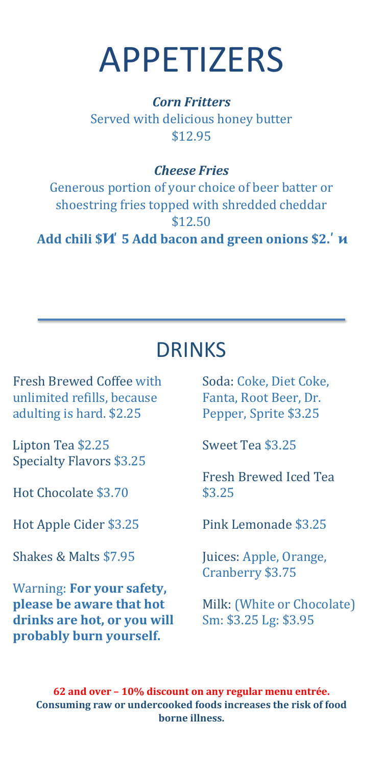# APPETIZERS

***Corn Fritters***

Served with delicious honey butter

$12.95

***Cheese Fries***

Generous portion of your choice of beer batter or shoestring fries topped with shredded cheddar

$12.50

**Add chili $И' 5 Add bacon and green onions $2.' и**

---

## DRINKS

Fresh Brewed Coffee with unlimited refills, because adulting is hard. $2.25

Lipton Tea $2.25
Specialty Flavors $3.25

Hot Chocolate $3.70

Hot Apple Cider $3.25

Shakes & Malts $7.95

Warning: **For your safety, please be aware that hot drinks are hot, or you will probably burn yourself.**

Soda: Coke, Diet Coke, Fanta, Root Beer, Dr. Pepper, Sprite $3.25

Sweet Tea $3.25

Fresh Brewed Iced Tea $3.25

Pink Lemonade $3.25

Juices: Apple, Orange, Cranberry $3.75

Milk: (White or Chocolate) Sm: $3.25 Lg: $3.95

**62 and over – 10% discount on any regular menu entrée.**
**Consuming raw or undercooked foods increases the risk of food borne illness.**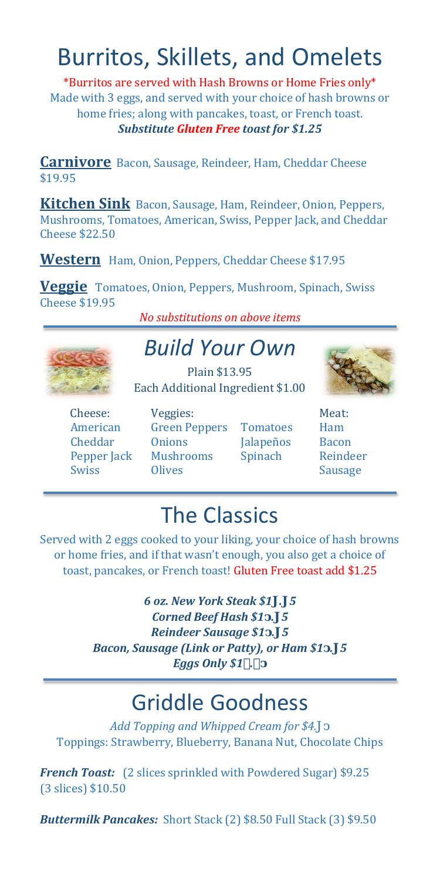# Burritos, Skillets, and Omelets

\*Burritos are served with Hash Browns or Home Fries only\*
Made with 3 eggs, and served with your choice of hash browns or home fries; along with pancakes, toast, or French toast.
***Substitute Gluten Free toast for $1.25***

**Carnivore** Bacon, Sausage, Reindeer, Ham, Cheddar Cheese $19.95

**Kitchen Sink** Bacon, Sausage, Ham, Reindeer, Onion, Peppers, Mushrooms, Tomatoes, American, Swiss, Pepper Jack, and Cheddar Cheese $22.50

**Western** Ham, Onion, Peppers, Cheddar Cheese $17.95

**Veggie** Tomatoes, Onion, Peppers, Mushroom, Spinach, Swiss Cheese $19.95

*No substitutions on above items*

## *Build Your Own*

Plain $13.95
Each Additional Ingredient $1.00

| Cheese: | Veggies: | | Meat: |
|---|---|---|---|
| American | Green Peppers | Tomatoes | Ham |
| Cheddar | Onions | Jalapeños | Bacon |
| Pepper Jack | Mushrooms | Spinach | Reindeer |
| Swiss | Olives | | Sausage |

# The Classics

Served with 2 eggs cooked to your liking, your choice of hash browns or home fries, and if that wasn't enough, you also get a choice of toast, pancakes, or French toast! Gluten Free toast add $1.25

***6 oz. New York Steak $1Ј.Ј5***
***Corned Beef Hash $1ɔ.Ј5***
***Reindeer Sausage $1ɔ.Ј5***
***Bacon, Sausage (Link or Patty), or Ham $1ɔ.Ј5***
***Eggs Only $1�.�ɔ***

# Griddle Goodness

*Add Topping and Whipped Cream for $4.Јɔ*
Toppings: Strawberry, Blueberry, Banana Nut, Chocolate Chips

***French Toast:*** (2 slices sprinkled with Powdered Sugar) $9.25 (3 slices) $10.50

***Buttermilk Pancakes:*** Short Stack (2) $8.50 Full Stack (3) $9.50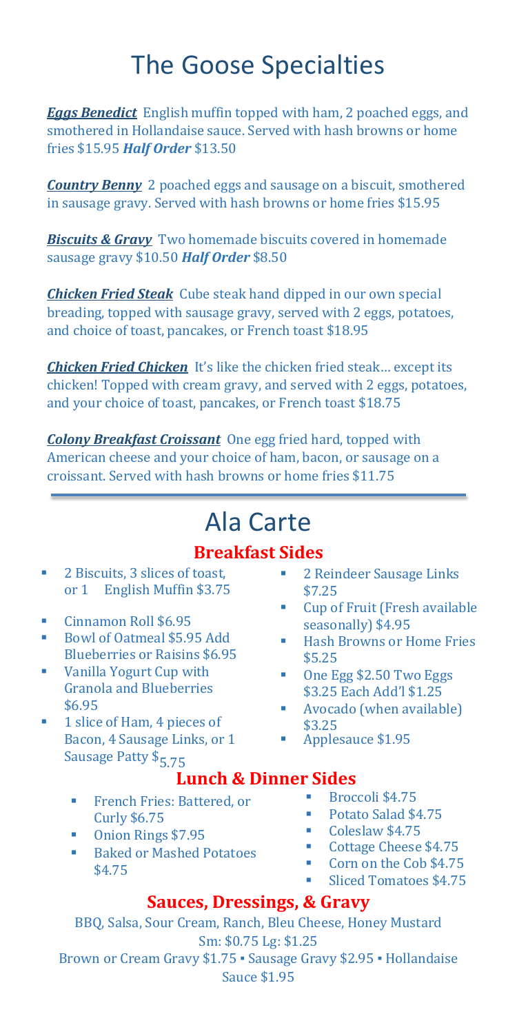# The Goose Specialties

***Eggs Benedict*** English muffin topped with ham, 2 poached eggs, and smothered in Hollandaise sauce. Served with hash browns or home fries $15.95 ***Half Order*** $13.50

***Country Benny*** 2 poached eggs and sausage on a biscuit, smothered in sausage gravy. Served with hash browns or home fries $15.95

***Biscuits & Gravy*** Two homemade biscuits covered in homemade sausage gravy $10.50 ***Half Order*** $8.50

***Chicken Fried Steak*** Cube steak hand dipped in our own special breading, topped with sausage gravy, served with 2 eggs, potatoes, and choice of toast, pancakes, or French toast $18.95

***Chicken Fried Chicken*** It's like the chicken fried steak… except its chicken! Topped with cream gravy, and served with 2 eggs, potatoes, and your choice of toast, pancakes, or French toast $18.75

***Colony Breakfast Croissant*** One egg fried hard, topped with American cheese and your choice of ham, bacon, or sausage on a croissant. Served with hash browns or home fries $11.75

# Ala Carte

## Breakfast Sides

- 2 Biscuits, 3 slices of toast, or 1 English Muffin $3.75
- Cinnamon Roll $6.95
- Bowl of Oatmeal $5.95 Add Blueberries or Raisins $6.95
- Vanilla Yogurt Cup with Granola and Blueberries $6.95
- 1 slice of Ham, 4 pieces of Bacon, 4 Sausage Links, or 1 Sausage Patty $5.75
- 2 Reindeer Sausage Links $7.25
- Cup of Fruit (Fresh available seasonally) $4.95
- Hash Browns or Home Fries $5.25
- One Egg $2.50 Two Eggs $3.25 Each Add'l $1.25
- Avocado (when available) $3.25
- Applesauce $1.95

## Lunch & Dinner Sides

- French Fries: Battered, or Curly $6.75
- Onion Rings $7.95
- Baked or Mashed Potatoes $4.75
- Broccoli $4.75
- Potato Salad $4.75
- Coleslaw $4.75
- Cottage Cheese $4.75
- Corn on the Cob $4.75
- Sliced Tomatoes $4.75

## Sauces, Dressings, & Gravy

BBQ, Salsa, Sour Cream, Ranch, Bleu Cheese, Honey Mustard
Sm: $0.75 Lg: $1.25

Brown or Cream Gravy $1.75 ▪ Sausage Gravy $2.95 ▪ Hollandaise Sauce $1.95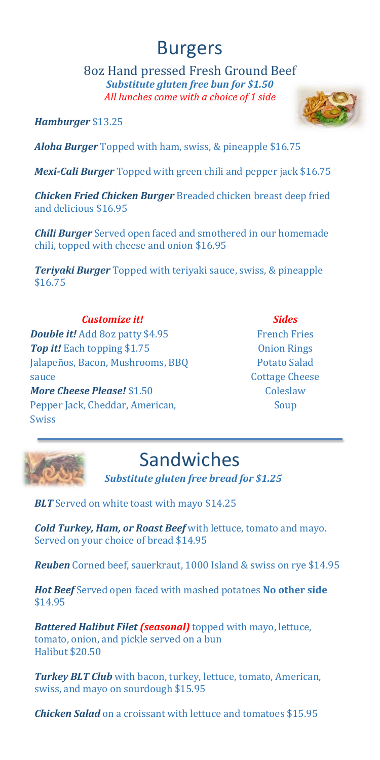# Burgers

8oz Hand pressed Fresh Ground Beef
***Substitute gluten free bun for $1.50***
*All lunches come with a choice of 1 side*

***Hamburger*** $13.25

***Aloha Burger*** Topped with ham, swiss, & pineapple $16.75

***Mexi-Cali Burger*** Topped with green chili and pepper jack $16.75

***Chicken Fried Chicken Burger*** Breaded chicken breast deep fried and delicious $16.95

***Chili Burger*** Served open faced and smothered in our homemade chili, topped with cheese and onion $16.95

***Teriyaki Burger*** Topped with teriyaki sauce, swiss, & pineapple $16.75

### *Customize it!*

***Double it!*** Add 8oz patty $4.95
***Top it!*** Each topping $1.75
Jalapeños, Bacon, Mushrooms, BBQ sauce
***More Cheese Please!*** $1.50
Pepper Jack, Cheddar, American, Swiss

### *Sides*

French Fries
Onion Rings
Potato Salad
Cottage Cheese
Coleslaw
Soup

# Sandwiches

***Substitute gluten free bread for $1.25***

***BLT*** Served on white toast with mayo $14.25

***Cold Turkey, Ham, or Roast Beef*** with lettuce, tomato and mayo. Served on your choice of bread $14.95

***Reuben*** Corned beef, sauerkraut, 1000 Island & swiss on rye $14.95

***Hot Beef*** Served open faced with mashed potatoes **No other side** $14.95

***Battered Halibut Filet (seasonal)*** topped with mayo, lettuce, tomato, onion, and pickle served on a bun
Halibut $20.50

***Turkey BLT Club*** with bacon, turkey, lettuce, tomato, American, swiss, and mayo on sourdough $15.95

***Chicken Salad*** on a croissant with lettuce and tomatoes $15.95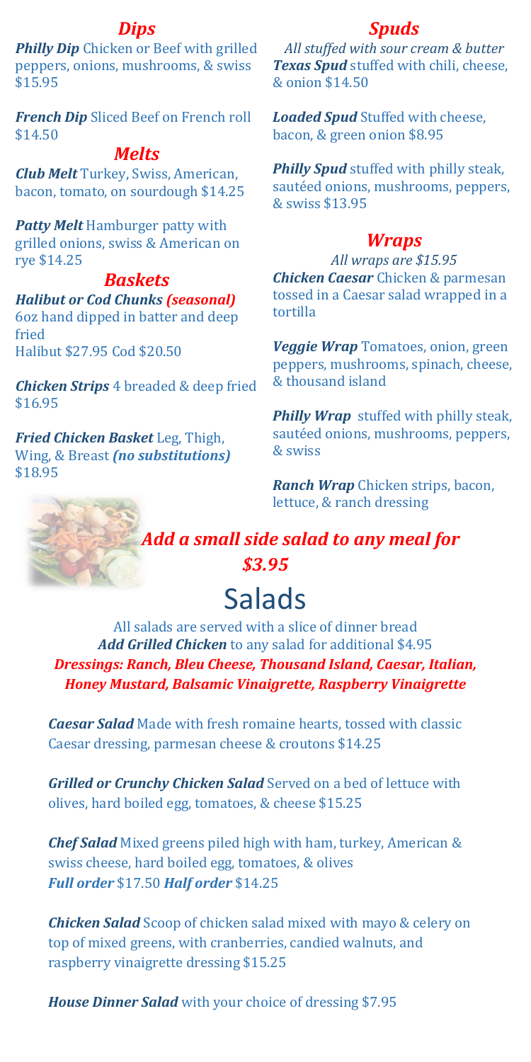## *Dips*

***Philly Dip*** Chicken or Beef with grilled peppers, onions, mushrooms, & swiss $15.95

***French Dip*** Sliced Beef on French roll $14.50

## *Melts*

***Club Melt*** Turkey, Swiss, American, bacon, tomato, on sourdough $14.25

***Patty Melt*** Hamburger patty with grilled onions, swiss & American on rye $14.25

## *Baskets*

***Halibut or Cod Chunks*** ***(seasonal)***
6oz hand dipped in batter and deep fried
Halibut $27.95 Cod $20.50

***Chicken Strips*** 4 breaded & deep fried $16.95

***Fried Chicken Basket*** Leg, Thigh, Wing, & Breast ***(no substitutions)*** $18.95

## *Spuds*

*All stuffed with sour cream & butter*

***Texas Spud*** stuffed with chili, cheese, & onion $14.50

***Loaded Spud*** Stuffed with cheese, bacon, & green onion $8.95

***Philly Spud*** stuffed with philly steak, sautéed onions, mushrooms, peppers, & swiss $13.95

## *Wraps*

*All wraps are $15.95*

***Chicken Caesar*** Chicken & parmesan tossed in a Caesar salad wrapped in a tortilla

***Veggie Wrap*** Tomatoes, onion, green peppers, mushrooms, spinach, cheese, & thousand island

***Philly Wrap*** stuffed with philly steak, sautéed onions, mushrooms, peppers, & swiss

***Ranch Wrap*** Chicken strips, bacon, lettuce, & ranch dressing

***Add a small side salad to any meal for $3.95***

# Salads

All salads are served with a slice of dinner bread

***Add Grilled Chicken*** to any salad for additional $4.95

***Dressings: Ranch, Bleu Cheese, Thousand Island, Caesar, Italian, Honey Mustard, Balsamic Vinaigrette, Raspberry Vinaigrette***

***Caesar Salad*** Made with fresh romaine hearts, tossed with classic Caesar dressing, parmesan cheese & croutons $14.25

***Grilled or Crunchy Chicken Salad*** Served on a bed of lettuce with olives, hard boiled egg, tomatoes, & cheese $15.25

***Chef Salad*** Mixed greens piled high with ham, turkey, American & swiss cheese, hard boiled egg, tomatoes, & olives
***Full order*** $17.50 ***Half order*** $14.25

***Chicken Salad*** Scoop of chicken salad mixed with mayo & celery on top of mixed greens, with cranberries, candied walnuts, and raspberry vinaigrette dressing $15.25

***House Dinner Salad*** with your choice of dressing $7.95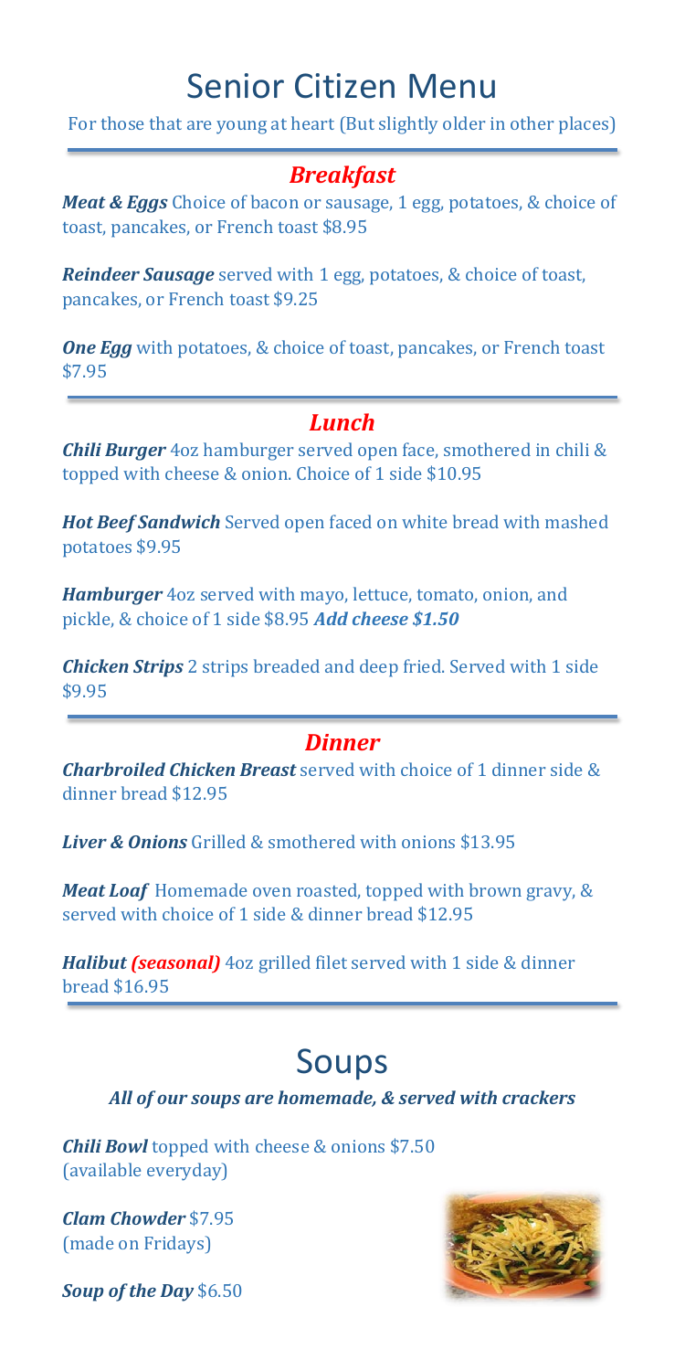# Senior Citizen Menu

For those that are young at heart (But slightly older in other places)

## *Breakfast*

***Meat & Eggs*** Choice of bacon or sausage, 1 egg, potatoes, & choice of toast, pancakes, or French toast $8.95

***Reindeer Sausage*** served with 1 egg, potatoes, & choice of toast, pancakes, or French toast $9.25

***One Egg*** with potatoes, & choice of toast, pancakes, or French toast $7.95

## *Lunch*

***Chili Burger*** 4oz hamburger served open face, smothered in chili & topped with cheese & onion. Choice of 1 side $10.95

***Hot Beef Sandwich*** Served open faced on white bread with mashed potatoes $9.95

***Hamburger*** 4oz served with mayo, lettuce, tomato, onion, and pickle, & choice of 1 side $8.95 ***Add cheese $1.50***

***Chicken Strips*** 2 strips breaded and deep fried. Served with 1 side $9.95

## *Dinner*

***Charbroiled Chicken Breast*** served with choice of 1 dinner side & dinner bread $12.95

***Liver & Onions*** Grilled & smothered with onions $13.95

***Meat Loaf*** Homemade oven roasted, topped with brown gravy, & served with choice of 1 side & dinner bread $12.95

***Halibut*** ***(seasonal)*** 4oz grilled filet served with 1 side & dinner bread $16.95

# Soups

***All of our soups are homemade, & served with crackers***

***Chili Bowl*** topped with cheese & onions $7.50
(available everyday)

***Clam Chowder*** $7.95
(made on Fridays)

***Soup of the Day*** $6.50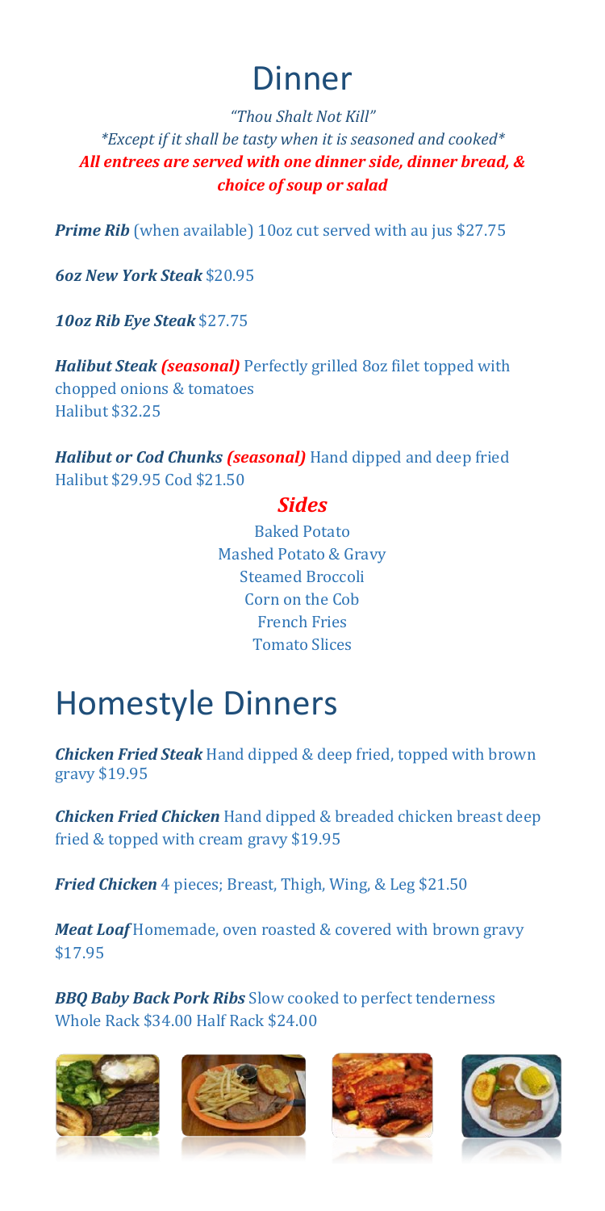# Dinner

*"Thou Shalt Not Kill"*
*\*Except if it shall be tasty when it is seasoned and cooked\**
***All entrees are served with one dinner side, dinner bread, & choice of soup or salad***

***Prime Rib*** (when available) 10oz cut served with au jus $27.75

***6oz New York Steak*** $20.95

***10oz Rib Eye Steak*** $27.75

***Halibut Steak (seasonal)*** Perfectly grilled 8oz filet topped with chopped onions & tomatoes
Halibut $32.25

***Halibut or Cod Chunks (seasonal)*** Hand dipped and deep fried
Halibut $29.95 Cod $21.50

### *Sides*

Baked Potato
Mashed Potato & Gravy
Steamed Broccoli
Corn on the Cob
French Fries
Tomato Slices

# Homestyle Dinners

***Chicken Fried Steak*** Hand dipped & deep fried, topped with brown gravy $19.95

***Chicken Fried Chicken*** Hand dipped & breaded chicken breast deep fried & topped with cream gravy $19.95

***Fried Chicken*** 4 pieces; Breast, Thigh, Wing, & Leg $21.50

***Meat Loaf*** Homemade, oven roasted & covered with brown gravy $17.95

***BBQ Baby Back Pork Ribs*** Slow cooked to perfect tenderness
Whole Rack $34.00 Half Rack $24.00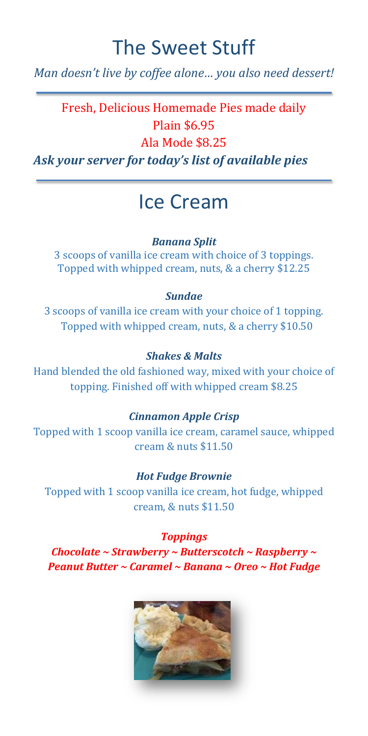# The Sweet Stuff

*Man doesn't live by coffee alone… you also need dessert!*

Fresh, Delicious Homemade Pies made daily

Plain $6.95

Ala Mode $8.25

***Ask your server for today's list of available pies***

# Ice Cream

***Banana Split***

3 scoops of vanilla ice cream with choice of 3 toppings. Topped with whipped cream, nuts, & a cherry $12.25

***Sundae***

3 scoops of vanilla ice cream with your choice of 1 topping. Topped with whipped cream, nuts, & a cherry $10.50

***Shakes & Malts***

Hand blended the old fashioned way, mixed with your choice of topping. Finished off with whipped cream $8.25

***Cinnamon Apple Crisp***

Topped with 1 scoop vanilla ice cream, caramel sauce, whipped cream & nuts $11.50

***Hot Fudge Brownie***

Topped with 1 scoop vanilla ice cream, hot fudge, whipped cream, & nuts $11.50

***Toppings***

***Chocolate ~ Strawberry ~ Butterscotch ~ Raspberry ~ Peanut Butter ~ Caramel ~ Banana ~ Oreo ~ Hot Fudge***